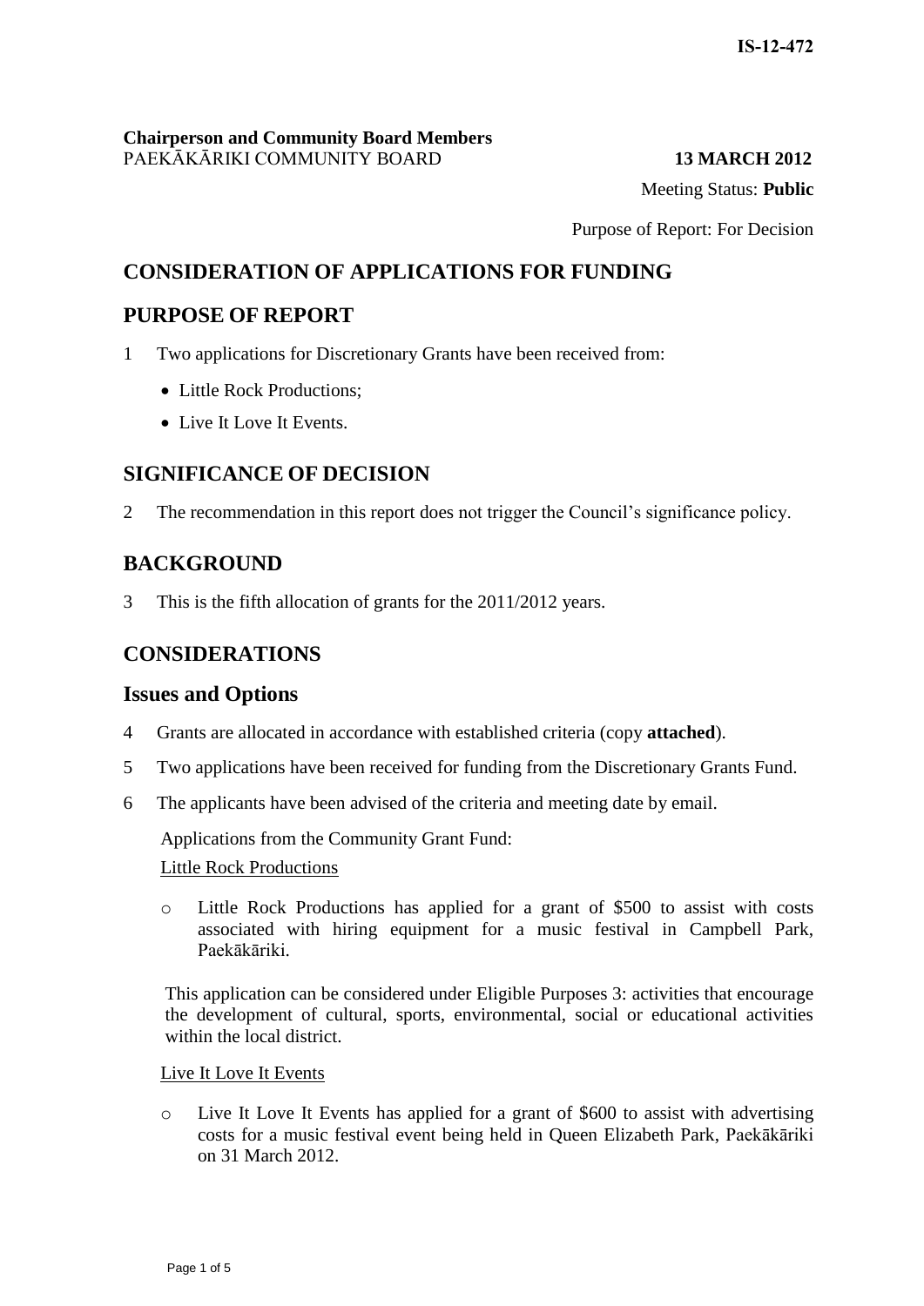IS-12-472

**Chairperson and Community Board Members**
PAEKĀKĀRIKI COMMUNITY BOARD **13 MARCH 2012**

Meeting Status: **Public**

Purpose of Report: For Decision

## CONSIDERATION OF APPLICATIONS FOR FUNDING

## PURPOSE OF REPORT

1 Two applications for Discretionary Grants have been received from:

- Little Rock Productions;
- Live It Love It Events.

## SIGNIFICANCE OF DECISION

2 The recommendation in this report does not trigger the Council's significance policy.

## BACKGROUND

3 This is the fifth allocation of grants for the 2011/2012 years.

## CONSIDERATIONS

### Issues and Options

4 Grants are allocated in accordance with established criteria (copy **attached**).

5 Two applications have been received for funding from the Discretionary Grants Fund.

6 The applicants have been advised of the criteria and meeting date by email.

Applications from the Community Grant Fund:

Little Rock Productions

- Little Rock Productions has applied for a grant of $500 to assist with costs associated with hiring equipment for a music festival in Campbell Park, Paekākāriki.

This application can be considered under Eligible Purposes 3: activities that encourage the development of cultural, sports, environmental, social or educational activities within the local district.

Live It Love It Events

- Live It Love It Events has applied for a grant of $600 to assist with advertising costs for a music festival event being held in Queen Elizabeth Park, Paekākāriki on 31 March 2012.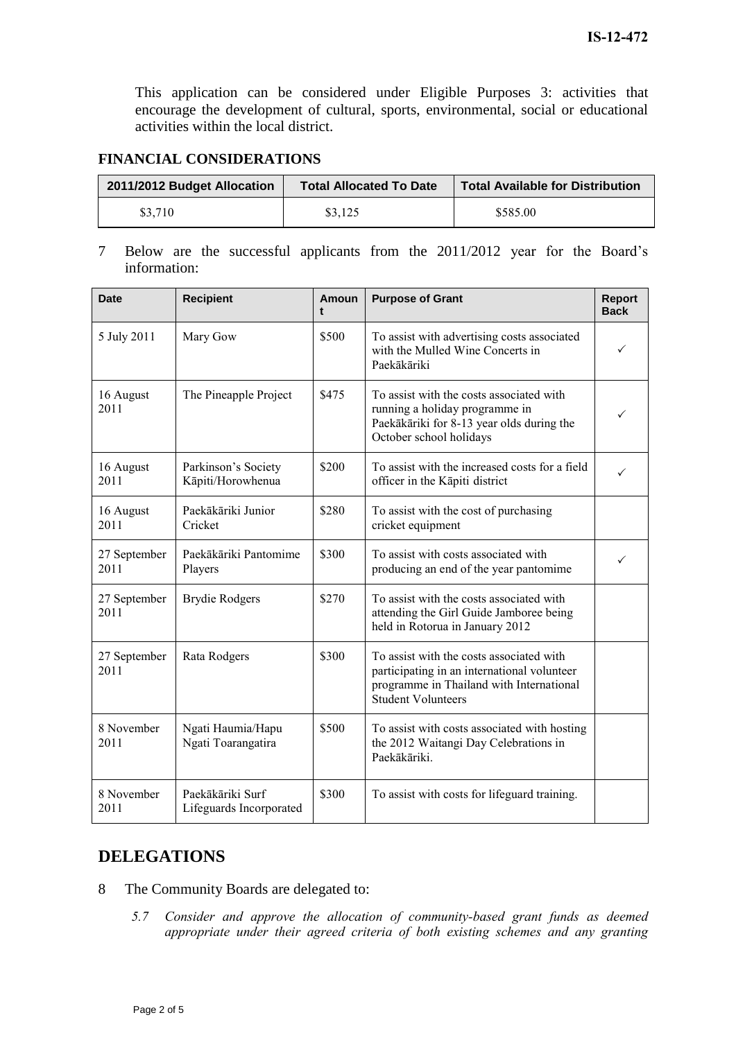This application can be considered under Eligible Purposes 3: activities that encourage the development of cultural, sports, environmental, social or educational activities within the local district.

## FINANCIAL CONSIDERATIONS

| 2011/2012 Budget Allocation | Total Allocated To Date | Total Available for Distribution |
|---|---|---|
| $3,710 | $3,125 | $585.00 |

7 Below are the successful applicants from the 2011/2012 year for the Board's information:

| Date | Recipient | Amount | Purpose of Grant | Report Back |
|---|---|---|---|---|
| 5 July 2011 | Mary Gow | $500 | To assist with advertising costs associated with the Mulled Wine Concerts in Paekākāriki | ✓ |
| 16 August 2011 | The Pineapple Project | $475 | To assist with the costs associated with running a holiday programme in Paekākāriki for 8-13 year olds during the October school holidays | ✓ |
| 16 August 2011 | Parkinson's Society Kāpiti/Horowhenua | $200 | To assist with the increased costs for a field officer in the Kāpiti district | ✓ |
| 16 August 2011 | Paekākāriki Junior Cricket | $280 | To assist with the cost of purchasing cricket equipment | |
| 27 September 2011 | Paekākāriki Pantomime Players | $300 | To assist with costs associated with producing an end of the year pantomime | ✓ |
| 27 September 2011 | Brydie Rodgers | $270 | To assist with the costs associated with attending the Girl Guide Jamboree being held in Rotorua in January 2012 | |
| 27 September 2011 | Rata Rodgers | $300 | To assist with the costs associated with participating in an international volunteer programme in Thailand with International Student Volunteers | |
| 8 November 2011 | Ngati Haumia/Hapu Ngati Toarangatira | $500 | To assist with costs associated with hosting the 2012 Waitangi Day Celebrations in Paekākāriki. | |
| 8 November 2011 | Paekākāriki Surf Lifeguards Incorporated | $300 | To assist with costs for lifeguard training. | |

# DELEGATIONS

8 The Community Boards are delegated to:

*5.7 Consider and approve the allocation of community-based grant funds as deemed appropriate under their agreed criteria of both existing schemes and any granting*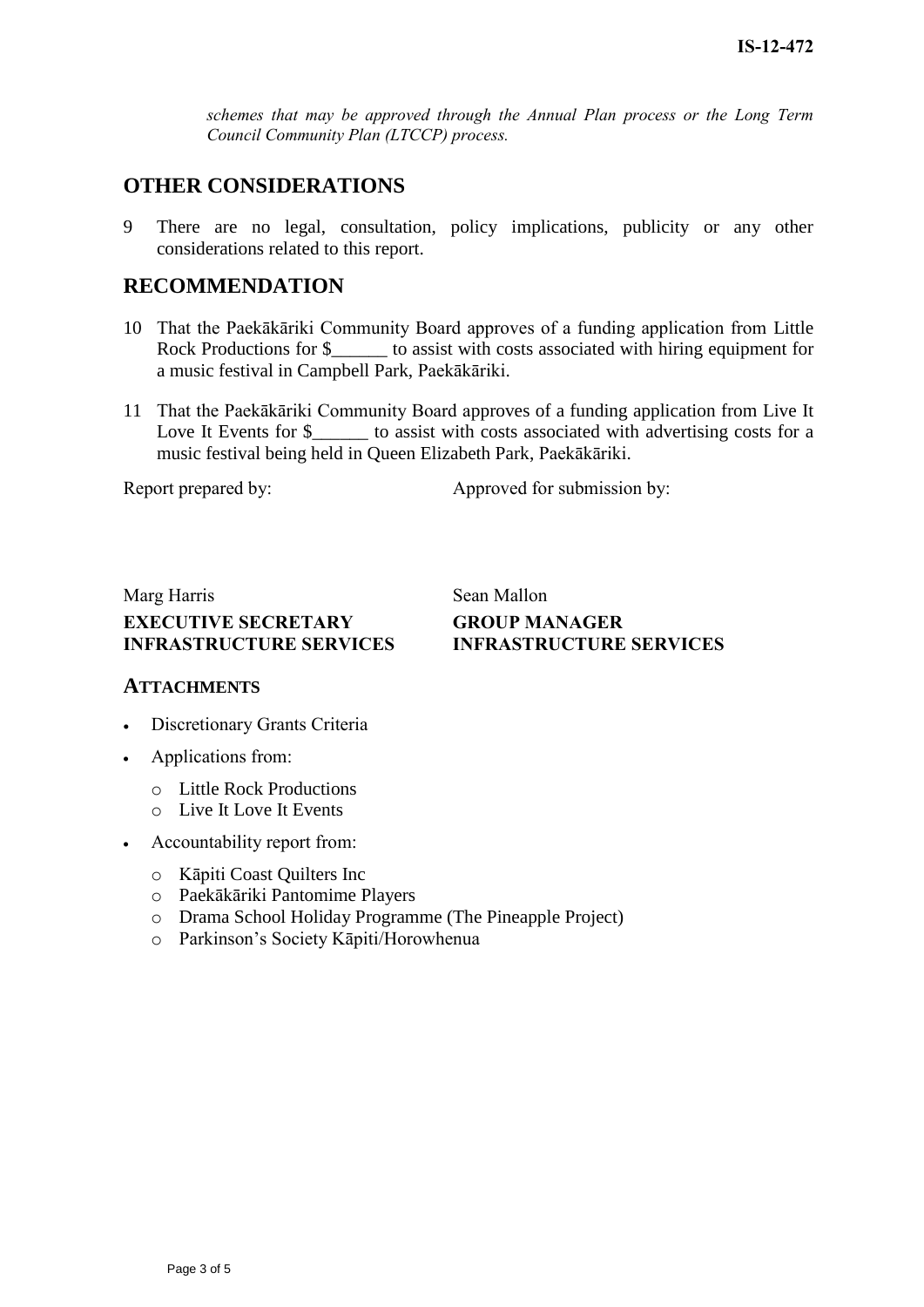*schemes that may be approved through the Annual Plan process or the Long Term Council Community Plan (LTCCP) process.*

## OTHER CONSIDERATIONS

9 There are no legal, consultation, policy implications, publicity or any other considerations related to this report.

## RECOMMENDATION

10 That the Paekākāriki Community Board approves of a funding application from Little Rock Productions for $______ to assist with costs associated with hiring equipment for a music festival in Campbell Park, Paekākāriki.

11 That the Paekākāriki Community Board approves of a funding application from Live It Love It Events for $______ to assist with costs associated with advertising costs for a music festival being held in Queen Elizabeth Park, Paekākāriki.

Report prepared by: Approved for submission by:

Marg Harris
**EXECUTIVE SECRETARY**
**INFRASTRUCTURE SERVICES**

Sean Mallon
**GROUP MANAGER**
**INFRASTRUCTURE SERVICES**

### ATTACHMENTS

- Discretionary Grants Criteria
- Applications from:
  - Little Rock Productions
  - Live It Love It Events
- Accountability report from:
  - Kāpiti Coast Quilters Inc
  - Paekākāriki Pantomime Players
  - Drama School Holiday Programme (The Pineapple Project)
  - Parkinson's Society Kāpiti/Horowhenua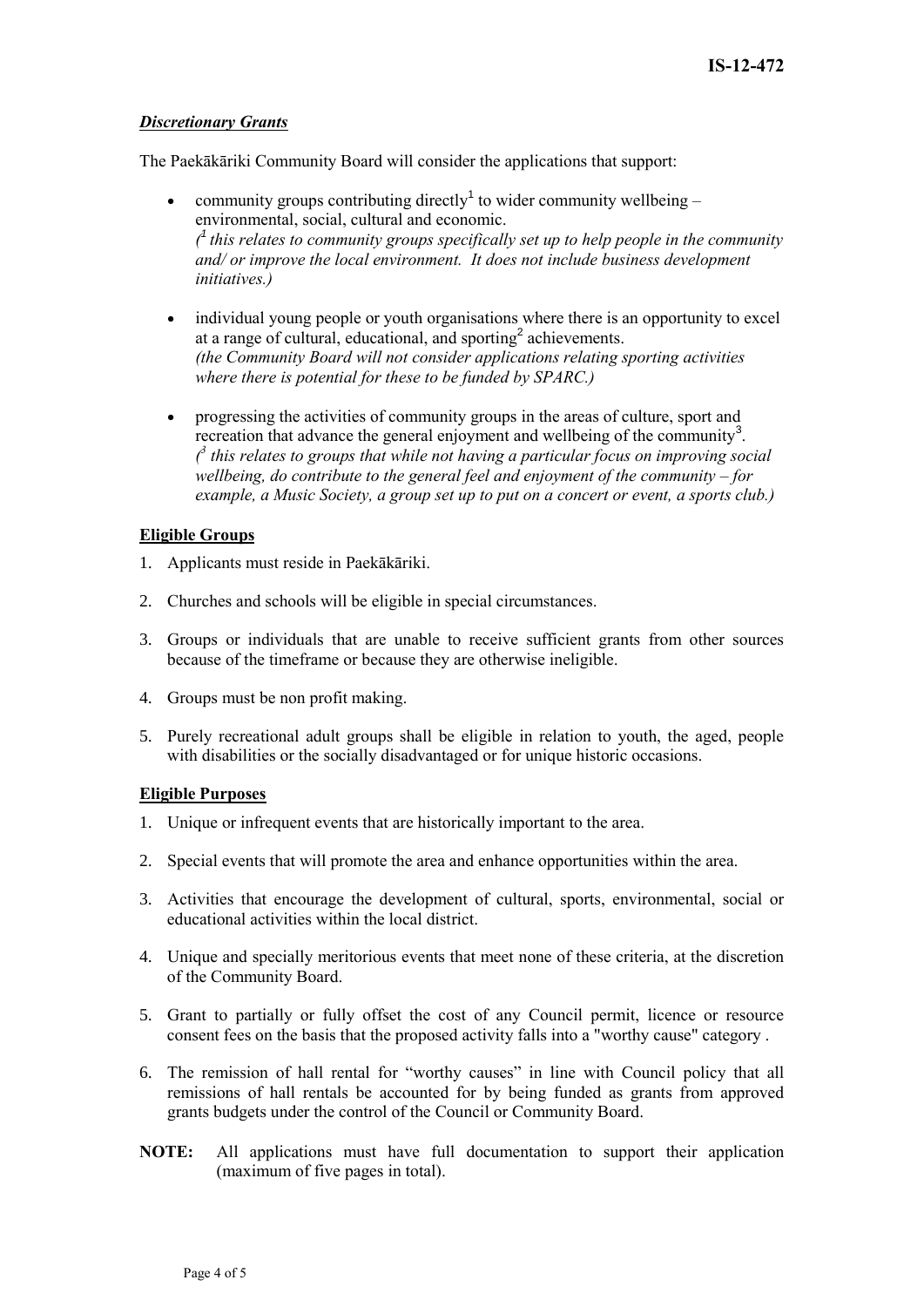***Discretionary Grants***

The Paekākāriki Community Board will consider the applications that support:

- community groups contributing directly[1] to wider community wellbeing – environmental, social, cultural and economic.
  *([1] this relates to community groups specifically set up to help people in the community and/ or improve the local environment. It does not include business development initiatives.)*

- individual young people or youth organisations where there is an opportunity to excel at a range of cultural, educational, and sporting[2] achievements.
  *(the Community Board will not consider applications relating sporting activities where there is potential for these to be funded by SPARC.)*

- progressing the activities of community groups in the areas of culture, sport and recreation that advance the general enjoyment and wellbeing of the community[3].
  *([3] this relates to groups that while not having a particular focus on improving social wellbeing, do contribute to the general feel and enjoyment of the community – for example, a Music Society, a group set up to put on a concert or event, a sports club.)*

**Eligible Groups**

1. Applicants must reside in Paekākāriki.
2. Churches and schools will be eligible in special circumstances.
3. Groups or individuals that are unable to receive sufficient grants from other sources because of the timeframe or because they are otherwise ineligible.
4. Groups must be non profit making.
5. Purely recreational adult groups shall be eligible in relation to youth, the aged, people with disabilities or the socially disadvantaged or for unique historic occasions.

**Eligible Purposes**

1. Unique or infrequent events that are historically important to the area.
2. Special events that will promote the area and enhance opportunities within the area.
3. Activities that encourage the development of cultural, sports, environmental, social or educational activities within the local district.
4. Unique and specially meritorious events that meet none of these criteria, at the discretion of the Community Board.
5. Grant to partially or fully offset the cost of any Council permit, licence or resource consent fees on the basis that the proposed activity falls into a "worthy cause" category .
6. The remission of hall rental for "worthy causes" in line with Council policy that all remissions of hall rentals be accounted for by being funded as grants from approved grants budgets under the control of the Council or Community Board.

**NOTE:** All applications must have full documentation to support their application (maximum of five pages in total).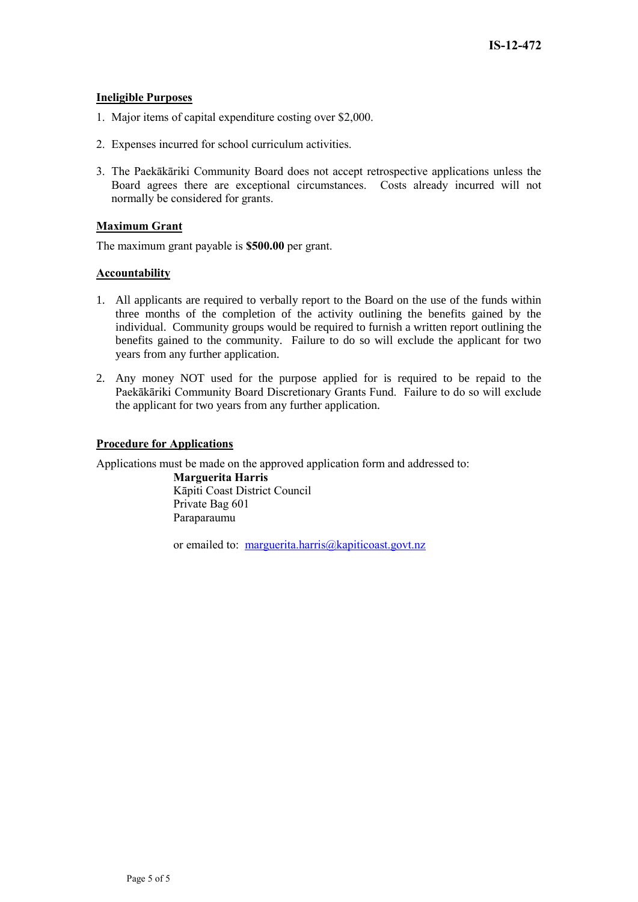## Ineligible Purposes

1. Major items of capital expenditure costing over $2,000.
2. Expenses incurred for school curriculum activities.
3. The Paekākāriki Community Board does not accept retrospective applications unless the Board agrees there are exceptional circumstances. Costs already incurred will not normally be considered for grants.

## Maximum Grant

The maximum grant payable is **$500.00** per grant.

## Accountability

1. All applicants are required to verbally report to the Board on the use of the funds within three months of the completion of the activity outlining the benefits gained by the individual. Community groups would be required to furnish a written report outlining the benefits gained to the community. Failure to do so will exclude the applicant for two years from any further application.
2. Any money NOT used for the purpose applied for is required to be repaid to the Paekākāriki Community Board Discretionary Grants Fund. Failure to do so will exclude the applicant for two years from any further application.

## Procedure for Applications

Applications must be made on the approved application form and addressed to:

**Marguerita Harris**
Kāpiti Coast District Council
Private Bag 601
Paraparaumu

or emailed to: marguerita.harris@kapiticoast.govt.nz